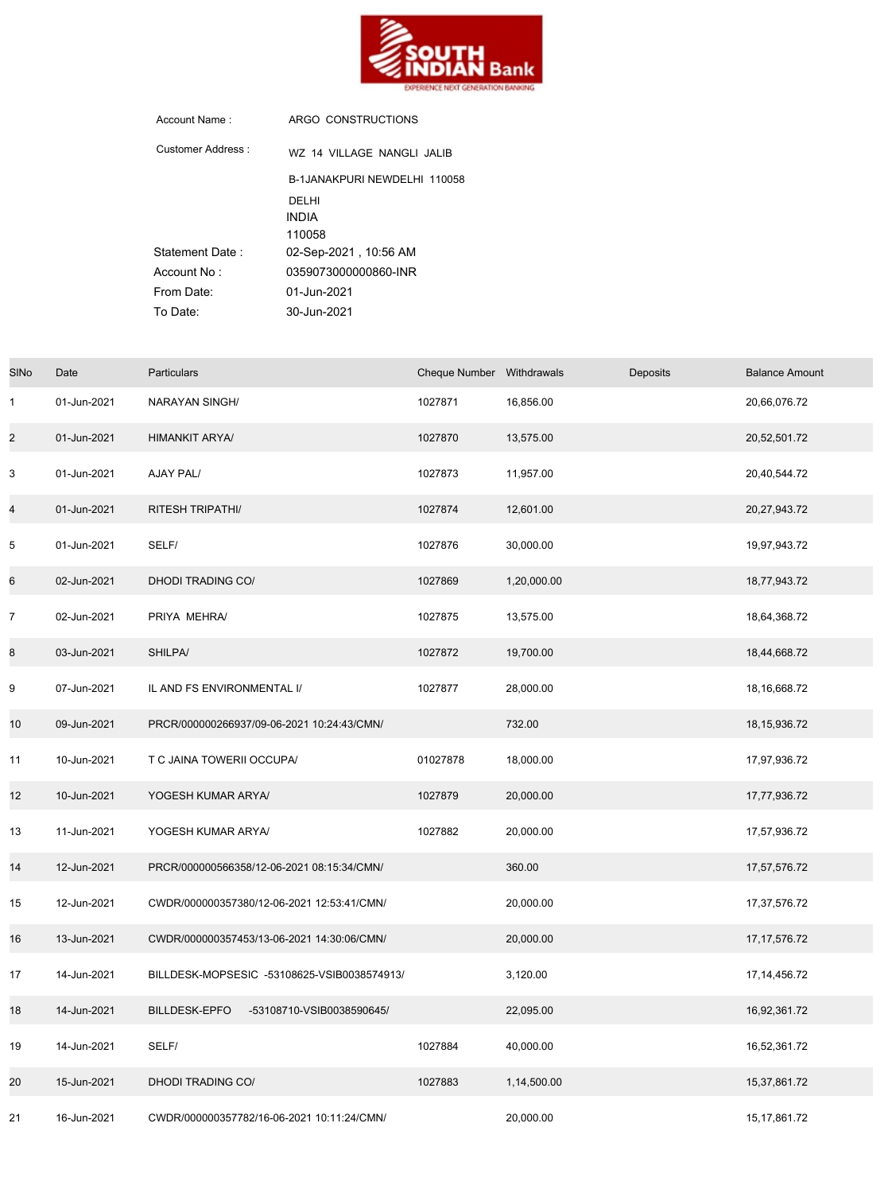**SOUTH INDIAN Bank**
EXPERIENCE NEXT GENERATION BANKING

| | |
|---|---|
| Account Name : | ARGO CONSTRUCTIONS |
| Customer Address : | WZ 14 VILLAGE NANGLI JALIB<br>B-1JANAKPURI NEWDELHI 110058<br>DELHI<br>INDIA<br>110058 |
| Statement Date : | 02-Sep-2021 , 10:56 AM |
| Account No : | 0359073000000860-INR |
| From Date: | 01-Jun-2021 |
| To Date: | 30-Jun-2021 |

| SlNo | Date | Particulars | Cheque Number | Withdrawals | Deposits | Balance Amount |
|---|---|---|---|---|---|---|
| 1 | 01-Jun-2021 | NARAYAN SINGH/ | 1027871 | 16,856.00 | | 20,66,076.72 |
| 2 | 01-Jun-2021 | HIMANKIT ARYA/ | 1027870 | 13,575.00 | | 20,52,501.72 |
| 3 | 01-Jun-2021 | AJAY PAL/ | 1027873 | 11,957.00 | | 20,40,544.72 |
| 4 | 01-Jun-2021 | RITESH TRIPATHI/ | 1027874 | 12,601.00 | | 20,27,943.72 |
| 5 | 01-Jun-2021 | SELF/ | 1027876 | 30,000.00 | | 19,97,943.72 |
| 6 | 02-Jun-2021 | DHODI TRADING CO/ | 1027869 | 1,20,000.00 | | 18,77,943.72 |
| 7 | 02-Jun-2021 | PRIYA MEHRA/ | 1027875 | 13,575.00 | | 18,64,368.72 |
| 8 | 03-Jun-2021 | SHILPA/ | 1027872 | 19,700.00 | | 18,44,668.72 |
| 9 | 07-Jun-2021 | IL AND FS ENVIRONMENTAL I/ | 1027877 | 28,000.00 | | 18,16,668.72 |
| 10 | 09-Jun-2021 | PRCR/000000266937/09-06-2021 10:24:43/CMN/ | | 732.00 | | 18,15,936.72 |
| 11 | 10-Jun-2021 | T C JAINA TOWERII OCCUPA/ | 01027878 | 18,000.00 | | 17,97,936.72 |
| 12 | 10-Jun-2021 | YOGESH KUMAR ARYA/ | 1027879 | 20,000.00 | | 17,77,936.72 |
| 13 | 11-Jun-2021 | YOGESH KUMAR ARYA/ | 1027882 | 20,000.00 | | 17,57,936.72 |
| 14 | 12-Jun-2021 | PRCR/000000566358/12-06-2021 08:15:34/CMN/ | | 360.00 | | 17,57,576.72 |
| 15 | 12-Jun-2021 | CWDR/000000357380/12-06-2021 12:53:41/CMN/ | | 20,000.00 | | 17,37,576.72 |
| 16 | 13-Jun-2021 | CWDR/000000357453/13-06-2021 14:30:06/CMN/ | | 20,000.00 | | 17,17,576.72 |
| 17 | 14-Jun-2021 | BILLDESK-MOPSESIC -53108625-VSIB0038574913/ | | 3,120.00 | | 17,14,456.72 |
| 18 | 14-Jun-2021 | BILLDESK-EPFO -53108710-VSIB0038590645/ | | 22,095.00 | | 16,92,361.72 |
| 19 | 14-Jun-2021 | SELF/ | 1027884 | 40,000.00 | | 16,52,361.72 |
| 20 | 15-Jun-2021 | DHODI TRADING CO/ | 1027883 | 1,14,500.00 | | 15,37,861.72 |
| 21 | 16-Jun-2021 | CWDR/000000357782/16-06-2021 10:11:24/CMN/ | | 20,000.00 | | 15,17,861.72 |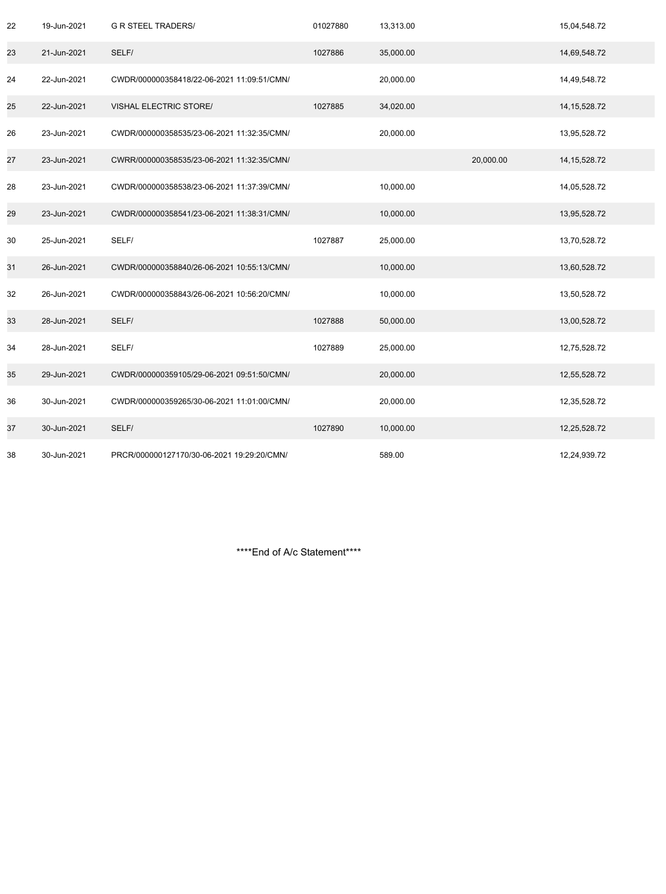| | | | | | | |
|---|---|---|---|---|---|---|
| 22 | 19-Jun-2021 | G R STEEL TRADERS/ | 01027880 | 13,313.00 | | 15,04,548.72 |
| 23 | 21-Jun-2021 | SELF/ | 1027886 | 35,000.00 | | 14,69,548.72 |
| 24 | 22-Jun-2021 | CWDR/000000358418/22-06-2021 11:09:51/CMN/ | | 20,000.00 | | 14,49,548.72 |
| 25 | 22-Jun-2021 | VISHAL ELECTRIC STORE/ | 1027885 | 34,020.00 | | 14,15,528.72 |
| 26 | 23-Jun-2021 | CWDR/000000358535/23-06-2021 11:32:35/CMN/ | | 20,000.00 | | 13,95,528.72 |
| 27 | 23-Jun-2021 | CWRR/000000358535/23-06-2021 11:32:35/CMN/ | | | 20,000.00 | 14,15,528.72 |
| 28 | 23-Jun-2021 | CWDR/000000358538/23-06-2021 11:37:39/CMN/ | | 10,000.00 | | 14,05,528.72 |
| 29 | 23-Jun-2021 | CWDR/000000358541/23-06-2021 11:38:31/CMN/ | | 10,000.00 | | 13,95,528.72 |
| 30 | 25-Jun-2021 | SELF/ | 1027887 | 25,000.00 | | 13,70,528.72 |
| 31 | 26-Jun-2021 | CWDR/000000358840/26-06-2021 10:55:13/CMN/ | | 10,000.00 | | 13,60,528.72 |
| 32 | 26-Jun-2021 | CWDR/000000358843/26-06-2021 10:56:20/CMN/ | | 10,000.00 | | 13,50,528.72 |
| 33 | 28-Jun-2021 | SELF/ | 1027888 | 50,000.00 | | 13,00,528.72 |
| 34 | 28-Jun-2021 | SELF/ | 1027889 | 25,000.00 | | 12,75,528.72 |
| 35 | 29-Jun-2021 | CWDR/000000359105/29-06-2021 09:51:50/CMN/ | | 20,000.00 | | 12,55,528.72 |
| 36 | 30-Jun-2021 | CWDR/000000359265/30-06-2021 11:01:00/CMN/ | | 20,000.00 | | 12,35,528.72 |
| 37 | 30-Jun-2021 | SELF/ | 1027890 | 10,000.00 | | 12,25,528.72 |
| 38 | 30-Jun-2021 | PRCR/000000127170/30-06-2021 19:29:20/CMN/ | | 589.00 | | 12,24,939.72 |

\*\*\*\*End of A/c Statement\*\*\*\*